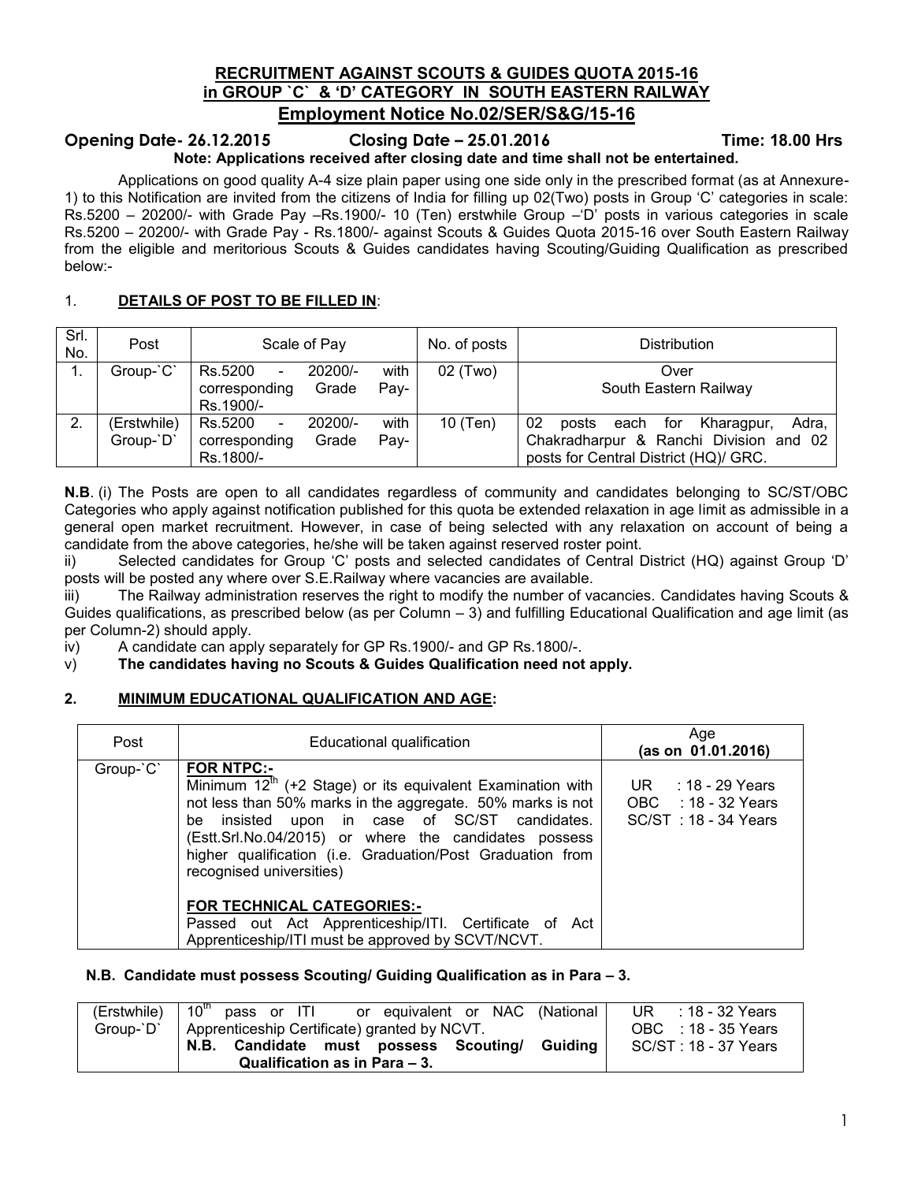# RECRUITMENT AGAINST SCOUTS & GUIDES QUOTA 2015-16 in GROUP `C` & 'D' CATEGORY IN SOUTH EASTERN RAILWAY

## Employment Notice No.02/SER/S&G/15-16

**Opening Date- 26.12.2015 Closing Date – 25.01.2016 Time: 18.00 Hrs**

**Note: Applications received after closing date and time shall not be entertained.**

Applications on good quality A-4 size plain paper using one side only in the prescribed format (as at Annexure-1) to this Notification are invited from the citizens of India for filling up 02(Two) posts in Group 'C' categories in scale: Rs.5200 – 20200/- with Grade Pay –Rs.1900/- 10 (Ten) erstwhile Group –'D' posts in various categories in scale Rs.5200 – 20200/- with Grade Pay - Rs.1800/- against Scouts & Guides Quota 2015-16 over South Eastern Railway from the eligible and meritorious Scouts & Guides candidates having Scouting/Guiding Qualification as prescribed below:-

### 1. DETAILS OF POST TO BE FILLED IN:

| Srl. No. | Post | Scale of Pay | No. of posts | Distribution |
|---|---|---|---|---|
| 1. | Group-`C` | Rs.5200 - 20200/- with corresponding Grade Pay- Rs.1900/- | 02 (Two) | Over South Eastern Railway |
| 2. | (Erstwhile) Group-`D` | Rs.5200 - 20200/- with corresponding Grade Pay- Rs.1800/- | 10 (Ten) | 02 posts each for Kharagpur, Adra, Chakradharpur & Ranchi Division and 02 posts for Central District (HQ)/ GRC. |

**N.B**. (i) The Posts are open to all candidates regardless of community and candidates belonging to SC/ST/OBC Categories who apply against notification published for this quota be extended relaxation in age limit as admissible in a general open market recruitment. However, in case of being selected with any relaxation on account of being a candidate from the above categories, he/she will be taken against reserved roster point.

ii) Selected candidates for Group 'C' posts and selected candidates of Central District (HQ) against Group 'D' posts will be posted any where over S.E.Railway where vacancies are available.

iii) The Railway administration reserves the right to modify the number of vacancies. Candidates having Scouts & Guides qualifications, as prescribed below (as per Column – 3) and fulfilling Educational Qualification and age limit (as per Column-2) should apply.

iv) A candidate can apply separately for GP Rs.1900/- and GP Rs.1800/-.

v) **The candidates having no Scouts & Guides Qualification need not apply.**

### 2. MINIMUM EDUCATIONAL QUALIFICATION AND AGE:

| Post | Educational qualification | Age (as on 01.01.2016) |
|---|---|---|
| Group-`C` | **FOR NTPC:-** Minimum 12th (+2 Stage) or its equivalent Examination with not less than 50% marks in the aggregate. 50% marks is not be insisted upon in case of SC/ST candidates. (Estt.Srl.No.04/2015) or where the candidates possess higher qualification (i.e. Graduation/Post Graduation from recognised universities)<br><br>**FOR TECHNICAL CATEGORIES:-** Passed out Act Apprenticeship/ITI. Certificate of Act Apprenticeship/ITI must be approved by SCVT/NCVT. | UR : 18 - 29 Years<br>OBC : 18 - 32 Years<br>SC/ST : 18 - 34 Years |

**N.B. Candidate must possess Scouting/ Guiding Qualification as in Para – 3.**

| (Erstwhile) Group-`D` | 10th pass or ITI or equivalent or NAC (National Apprenticeship Certificate) granted by NCVT.<br>**N.B. Candidate must possess Scouting/ Guiding Qualification as in Para – 3.** | UR : 18 - 32 Years<br>OBC : 18 - 35 Years<br>SC/ST : 18 - 37 Years |
|---|---|---|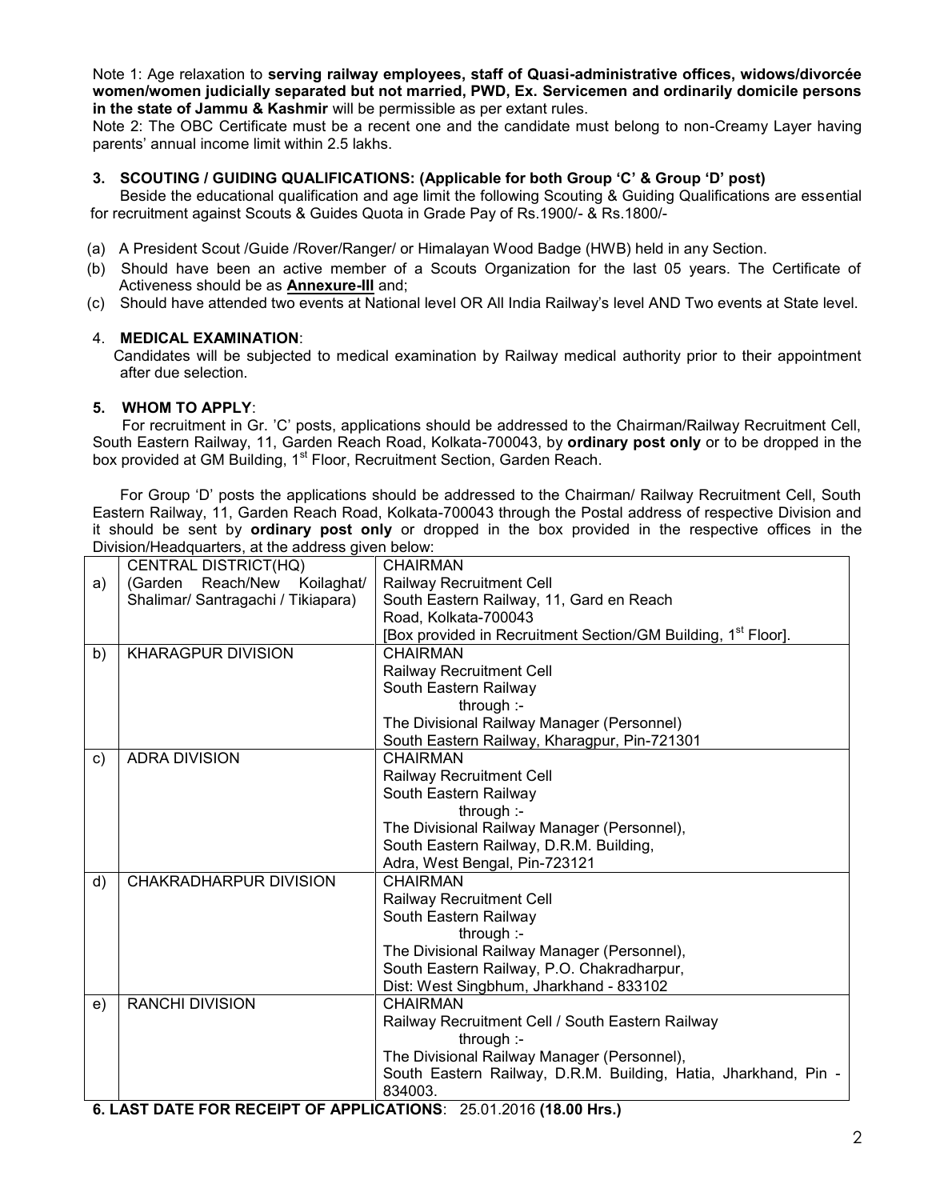Note 1: Age relaxation to **serving railway employees, staff of Quasi-administrative offices, widows/divorcée women/women judicially separated but not married, PWD, Ex. Servicemen and ordinarily domicile persons in the state of Jammu & Kashmir** will be permissible as per extant rules.

Note 2: The OBC Certificate must be a recent one and the candidate must belong to non-Creamy Layer having parents' annual income limit within 2.5 lakhs.

### 3. SCOUTING / GUIDING QUALIFICATIONS: (Applicable for both Group 'C' & Group 'D' post)

Beside the educational qualification and age limit the following Scouting & Guiding Qualifications are essential for recruitment against Scouts & Guides Quota in Grade Pay of Rs.1900/- & Rs.1800/-

(a) A President Scout /Guide /Rover/Ranger/ or Himalayan Wood Badge (HWB) held in any Section.

(b) Should have been an active member of a Scouts Organization for the last 05 years. The Certificate of Activeness should be as **Annexure-III** and;

(c) Should have attended two events at National level OR All India Railway's level AND Two events at State level.

### 4. MEDICAL EXAMINATION:

Candidates will be subjected to medical examination by Railway medical authority prior to their appointment after due selection.

### 5. WHOM TO APPLY:

For recruitment in Gr. 'C' posts, applications should be addressed to the Chairman/Railway Recruitment Cell, South Eastern Railway, 11, Garden Reach Road, Kolkata-700043, by **ordinary post only** or to be dropped in the box provided at GM Building, 1st Floor, Recruitment Section, Garden Reach.

For Group 'D' posts the applications should be addressed to the Chairman/ Railway Recruitment Cell, South Eastern Railway, 11, Garden Reach Road, Kolkata-700043 through the Postal address of respective Division and it should be sent by **ordinary post only** or dropped in the box provided in the respective offices in the Division/Headquarters, at the address given below:

| | | |
|---|---|---|
| a) | CENTRAL DISTRICT(HQ) (Garden Reach/New Koilaghat/ Shalimar/ Santragachi / Tikiapara) | CHAIRMAN<br>Railway Recruitment Cell<br>South Eastern Railway, 11, Gard en Reach Road, Kolkata-700043<br>[Box provided in Recruitment Section/GM Building, 1st Floor]. |
| b) | KHARAGPUR DIVISION | CHAIRMAN<br>Railway Recruitment Cell<br>South Eastern Railway<br>through :-<br>The Divisional Railway Manager (Personnel)<br>South Eastern Railway, Kharagpur, Pin-721301 |
| c) | ADRA DIVISION | CHAIRMAN<br>Railway Recruitment Cell<br>South Eastern Railway<br>through :-<br>The Divisional Railway Manager (Personnel),<br>South Eastern Railway, D.R.M. Building,<br>Adra, West Bengal, Pin-723121 |
| d) | CHAKRADHARPUR DIVISION | CHAIRMAN<br>Railway Recruitment Cell<br>South Eastern Railway<br>through :-<br>The Divisional Railway Manager (Personnel),<br>South Eastern Railway, P.O. Chakradharpur,<br>Dist: West Singbhum, Jharkhand - 833102 |
| e) | RANCHI DIVISION | CHAIRMAN<br>Railway Recruitment Cell / South Eastern Railway<br>through :-<br>The Divisional Railway Manager (Personnel),<br>South Eastern Railway, D.R.M. Building, Hatia, Jharkhand, Pin - 834003. |

### 6. LAST DATE FOR RECEIPT OF APPLICATIONS: 25.01.2016 **(18.00 Hrs.)**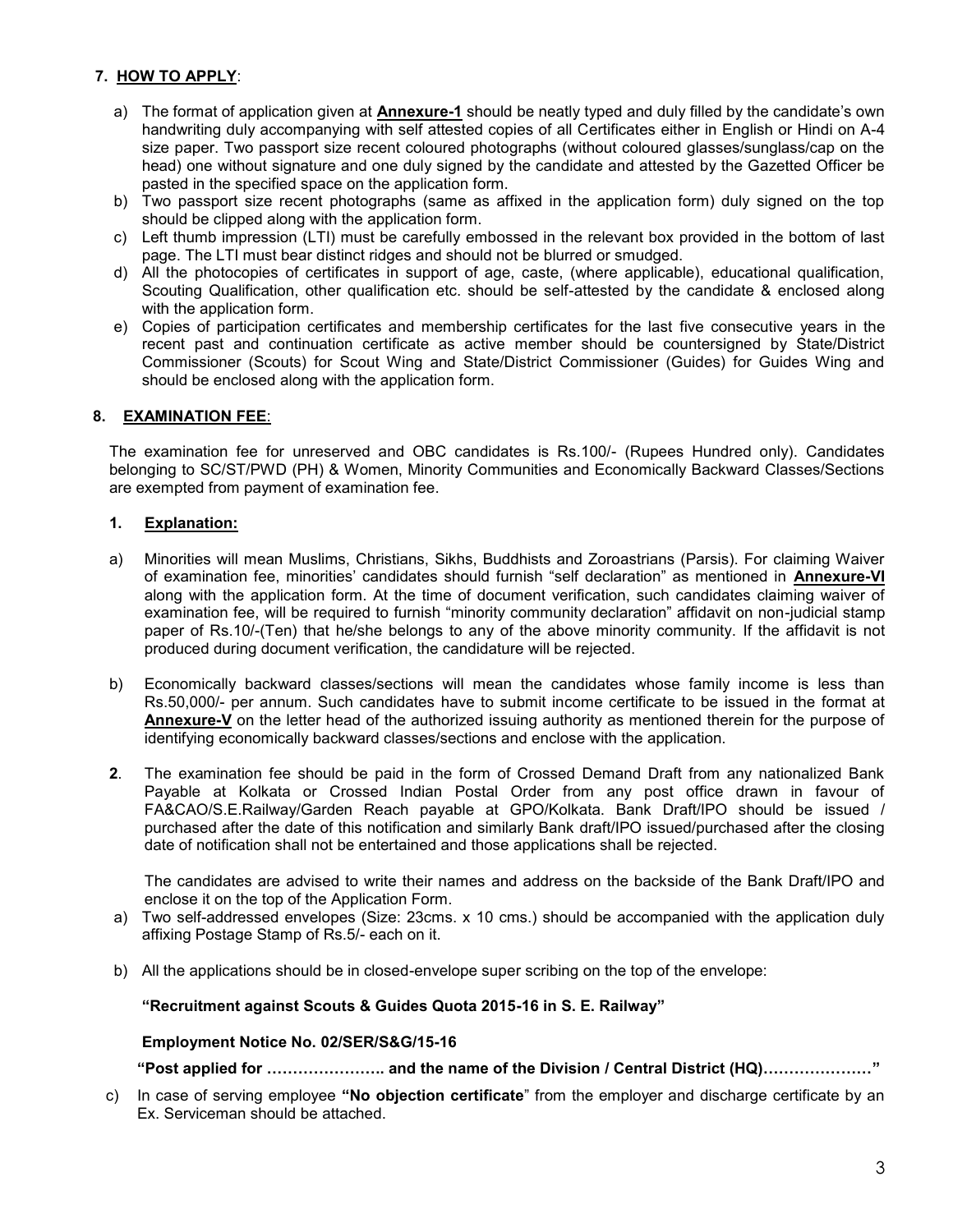## 7. **HOW TO APPLY**:

a) The format of application given at **Annexure-1** should be neatly typed and duly filled by the candidate's own handwriting duly accompanying with self attested copies of all Certificates either in English or Hindi on A-4 size paper. Two passport size recent coloured photographs (without coloured glasses/sunglass/cap on the head) one without signature and one duly signed by the candidate and attested by the Gazetted Officer be pasted in the specified space on the application form.

b) Two passport size recent photographs (same as affixed in the application form) duly signed on the top should be clipped along with the application form.

c) Left thumb impression (LTI) must be carefully embossed in the relevant box provided in the bottom of last page. The LTI must bear distinct ridges and should not be blurred or smudged.

d) All the photocopies of certificates in support of age, caste, (where applicable), educational qualification, Scouting Qualification, other qualification etc. should be self-attested by the candidate & enclosed along with the application form.

e) Copies of participation certificates and membership certificates for the last five consecutive years in the recent past and continuation certificate as active member should be countersigned by State/District Commissioner (Scouts) for Scout Wing and State/District Commissioner (Guides) for Guides Wing and should be enclosed along with the application form.

## 8. **EXAMINATION FEE**:

The examination fee for unreserved and OBC candidates is Rs.100/- (Rupees Hundred only). Candidates belonging to SC/ST/PWD (PH) & Women, Minority Communities and Economically Backward Classes/Sections are exempted from payment of examination fee.

### 1. **Explanation:**

a) Minorities will mean Muslims, Christians, Sikhs, Buddhists and Zoroastrians (Parsis). For claiming Waiver of examination fee, minorities' candidates should furnish "self declaration" as mentioned in **Annexure-VI** along with the application form. At the time of document verification, such candidates claiming waiver of examination fee, will be required to furnish "minority community declaration" affidavit on non-judicial stamp paper of Rs.10/-(Ten) that he/she belongs to any of the above minority community. If the affidavit is not produced during document verification, the candidature will be rejected.

b) Economically backward classes/sections will mean the candidates whose family income is less than Rs.50,000/- per annum. Such candidates have to submit income certificate to be issued in the format at **Annexure-V** on the letter head of the authorized issuing authority as mentioned therein for the purpose of identifying economically backward classes/sections and enclose with the application.

**2**. The examination fee should be paid in the form of Crossed Demand Draft from any nationalized Bank Payable at Kolkata or Crossed Indian Postal Order from any post office drawn in favour of FA&CAO/S.E.Railway/Garden Reach payable at GPO/Kolkata. Bank Draft/IPO should be issued / purchased after the date of this notification and similarly Bank draft/IPO issued/purchased after the closing date of notification shall not be entertained and those applications shall be rejected.

The candidates are advised to write their names and address on the backside of the Bank Draft/IPO and enclose it on the top of the Application Form.

a) Two self-addressed envelopes (Size: 23cms. x 10 cms.) should be accompanied with the application duly affixing Postage Stamp of Rs.5/- each on it.

b) All the applications should be in closed-envelope super scribing on the top of the envelope:

**"Recruitment against Scouts & Guides Quota 2015-16 in S. E. Railway"**

**Employment Notice No. 02/SER/S&G/15-16**

**"Post applied for ………………….. and the name of the Division / Central District (HQ)…………………"**

c) In case of serving employee **"No objection certificate"** from the employer and discharge certificate by an Ex. Serviceman should be attached.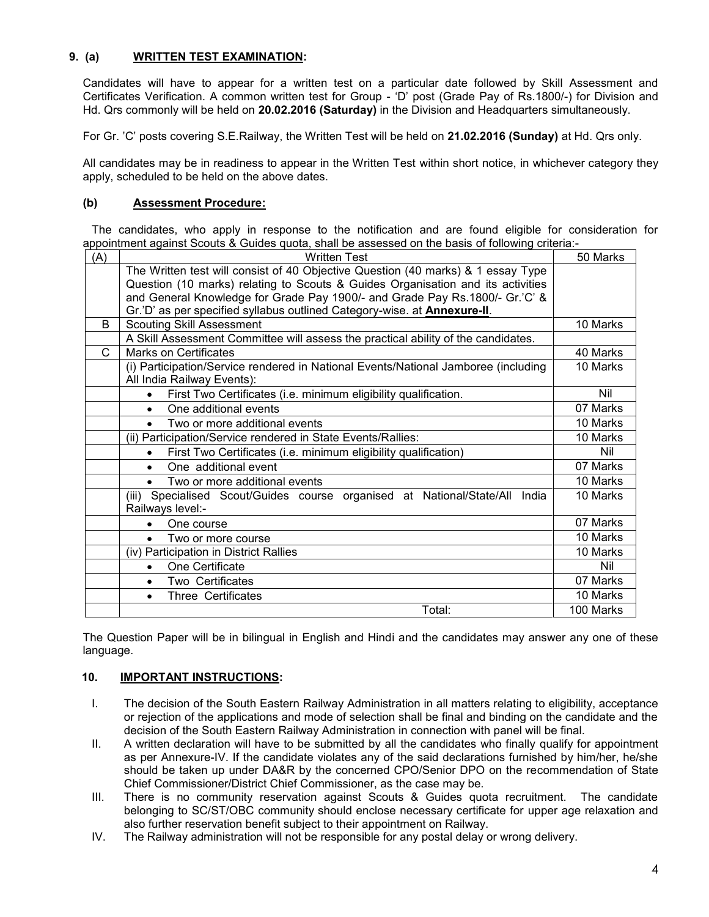**9. (a) <u>WRITTEN TEST EXAMINATION</u>:**

Candidates will have to appear for a written test on a particular date followed by Skill Assessment and Certificates Verification. A common written test for Group - 'D' post (Grade Pay of Rs.1800/-) for Division and Hd. Qrs commonly will be held on **20.02.2016 (Saturday)** in the Division and Headquarters simultaneously.

For Gr. 'C' posts covering S.E.Railway, the Written Test will be held on **21.02.2016 (Sunday)** at Hd. Qrs only.

All candidates may be in readiness to appear in the Written Test within short notice, in whichever category they apply, scheduled to be held on the above dates.

**(b) <u>Assessment Procedure:</u>**

The candidates, who apply in response to the notification and are found eligible for consideration for appointment against Scouts & Guides quota, shall be assessed on the basis of following criteria:-

| (A) | Written Test | 50 Marks |
|---|---|---|
| | The Written test will consist of 40 Objective Question (40 marks) & 1 essay Type Question (10 marks) relating to Scouts & Guides Organisation and its activities and General Knowledge for Grade Pay 1900/- and Grade Pay Rs.1800/- Gr.'C' & Gr.'D' as per specified syllabus outlined Category-wise. at **<u>Annexure-II</u>**. | |
| B | Scouting Skill Assessment | 10 Marks |
| | A Skill Assessment Committee will assess the practical ability of the candidates. | |
| C | Marks on Certificates | 40 Marks |
| | (i) Participation/Service rendered in National Events/National Jamboree (including All India Railway Events): | 10 Marks |
| | • First Two Certificates (i.e. minimum eligibility qualification. | Nil |
| | • One additional events | 07 Marks |
| | • Two or more additional events | 10 Marks |
| | (ii) Participation/Service rendered in State Events/Rallies: | 10 Marks |
| | • First Two Certificates (i.e. minimum eligibility qualification) | Nil |
| | • One additional event | 07 Marks |
| | • Two or more additional events | 10 Marks |
| | (iii) Specialised Scout/Guides course organised at National/State/All India Railways level:- | 10 Marks |
| | • One course | 07 Marks |
| | • Two or more course | 10 Marks |
| | (iv) Participation in District Rallies | 10 Marks |
| | • One Certificate | Nil |
| | • Two Certificates | 07 Marks |
| | • Three Certificates | 10 Marks |
| | Total: | 100 Marks |

The Question Paper will be in bilingual in English and Hindi and the candidates may answer any one of these language.

**10. <u>IMPORTANT INSTRUCTIONS</u>:**

I. The decision of the South Eastern Railway Administration in all matters relating to eligibility, acceptance or rejection of the applications and mode of selection shall be final and binding on the candidate and the decision of the South Eastern Railway Administration in connection with panel will be final.

II. A written declaration will have to be submitted by all the candidates who finally qualify for appointment as per Annexure-IV. If the candidate violates any of the said declarations furnished by him/her, he/she should be taken up under DA&R by the concerned CPO/Senior DPO on the recommendation of State Chief Commissioner/District Chief Commissioner, as the case may be.

III. There is no community reservation against Scouts & Guides quota recruitment. The candidate belonging to SC/ST/OBC community should enclose necessary certificate for upper age relaxation and also further reservation benefit subject to their appointment on Railway.

IV. The Railway administration will not be responsible for any postal delay or wrong delivery.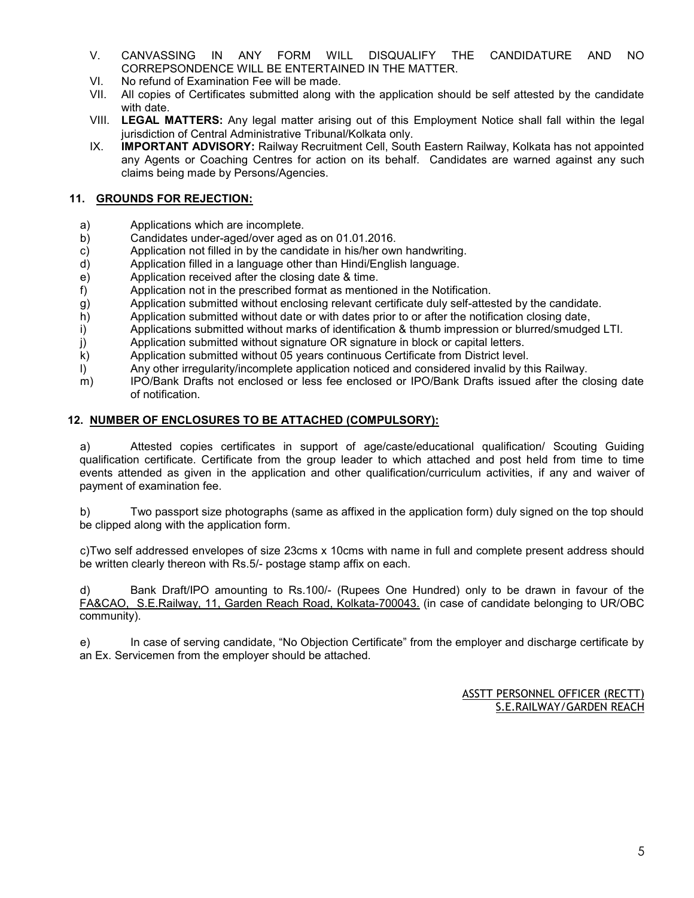V. CANVASSING IN ANY FORM WILL DISQUALIFY THE CANDIDATURE AND NO CORREPSONDENCE WILL BE ENTERTAINED IN THE MATTER.

VI. No refund of Examination Fee will be made.

VII. All copies of Certificates submitted along with the application should be self attested by the candidate with date.

VIII. **LEGAL MATTERS:** Any legal matter arising out of this Employment Notice shall fall within the legal jurisdiction of Central Administrative Tribunal/Kolkata only.

IX. **IMPORTANT ADVISORY:** Railway Recruitment Cell, South Eastern Railway, Kolkata has not appointed any Agents or Coaching Centres for action on its behalf. Candidates are warned against any such claims being made by Persons/Agencies.

## 11. GROUNDS FOR REJECTION:

a) Applications which are incomplete.

b) Candidates under-aged/over aged as on 01.01.2016.

c) Application not filled in by the candidate in his/her own handwriting.

d) Application filled in a language other than Hindi/English language.

e) Application received after the closing date & time.

f) Application not in the prescribed format as mentioned in the Notification.

g) Application submitted without enclosing relevant certificate duly self-attested by the candidate.

h) Application submitted without date or with dates prior to or after the notification closing date,

i) Applications submitted without marks of identification & thumb impression or blurred/smudged LTI.

j) Application submitted without signature OR signature in block or capital letters.

k) Application submitted without 05 years continuous Certificate from District level.

l) Any other irregularity/incomplete application noticed and considered invalid by this Railway.

m) IPO/Bank Drafts not enclosed or less fee enclosed or IPO/Bank Drafts issued after the closing date of notification.

## 12. NUMBER OF ENCLOSURES TO BE ATTACHED (COMPULSORY):

a) Attested copies certificates in support of age/caste/educational qualification/ Scouting Guiding qualification certificate. Certificate from the group leader to which attached and post held from time to time events attended as given in the application and other qualification/curriculum activities, if any and waiver of payment of examination fee.

b) Two passport size photographs (same as affixed in the application form) duly signed on the top should be clipped along with the application form.

c) Two self addressed envelopes of size 23cms x 10cms with name in full and complete present address should be written clearly thereon with Rs.5/- postage stamp affix on each.

d) Bank Draft/IPO amounting to Rs.100/- (Rupees One Hundred) only to be drawn in favour of the FA&CAO, S.E.Railway, 11, Garden Reach Road, Kolkata-700043. (in case of candidate belonging to UR/OBC community).

e) In case of serving candidate, "No Objection Certificate" from the employer and discharge certificate by an Ex. Servicemen from the employer should be attached.

ASSTT PERSONNEL OFFICER (RECTT)
S.E.RAILWAY/GARDEN REACH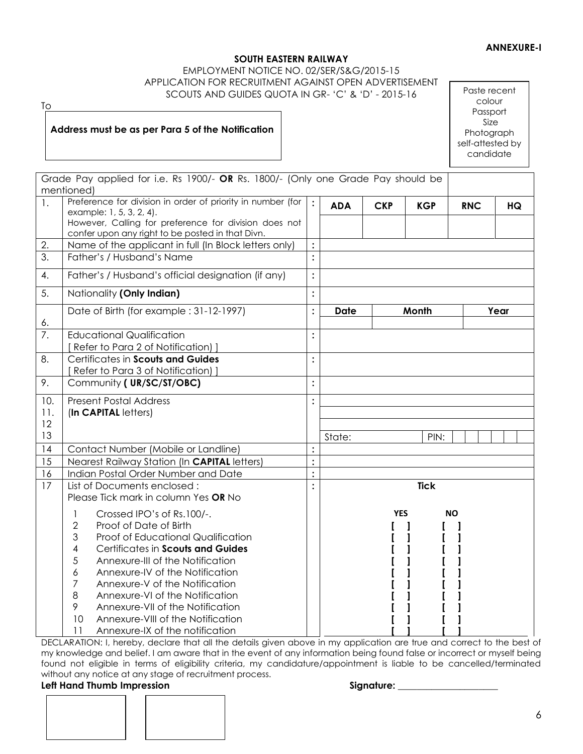**ANNEXURE-I**

**SOUTH EASTERN RAILWAY**

EMPLOYMENT NOTICE NO. 02/SER/S&G/2015-15

APPLICATION FOR RECRUITMENT AGAINST OPEN ADVERTISEMENT

SCOUTS AND GUIDES QUOTA IN GR- 'C' & 'D' - 2015-16

To

**Address must be as per Para 5 of the Notification**

Paste recent colour Passport Size Photograph self-attested by candidate

| | Grade Pay applied for i.e. Rs 1900/- **OR** Rs. 1800/- (Only one Grade Pay should be mentioned) | | | | | | |
|---|---|---|---|---|---|---|---|
| 1. | Preference for division in order of priority in number (for example: 1, 5, 3, 2, 4). However, Calling for preference for division does not confer upon any right to be posted in that Divn. | : | **ADA** | **CKP** | **KGP** | **RNC** | **HQ** |
| | | | | | | | |
| 2. | Name of the applicant in full (In Block letters only) | : | | | | | |
| 3. | Father's / Husband's Name | : | | | | | |
| 4. | Father's / Husband's official designation (if any) | : | | | | | |
| 5. | Nationality **(Only Indian)** | : | | | | | |
| 6. | Date of Birth (for example : 31-12-1997) | : | **Date** | **Month** | | **Year** | |
| 7. | Educational Qualification [ Refer to Para 2 of Notification) ] | : | | | | | |
| 8. | Certificates in **Scouts and Guides** [ Refer to Para 3 of Notification) ] | : | | | | | |
| 9. | Community **( UR/SC/ST/OBC)** | : | | | | | |
| 10. 11. 12 13 | Present Postal Address (**In CAPITAL** letters) | : | State: | | PIN: | | |
| 14 | Contact Number (Mobile or Landline) | : | | | | | |
| 15 | Nearest Railway Station (In **CAPITAL** letters) | : | | | | | |
| 16 | Indian Postal Order Number and Date | : | | | | | |
| 17 | List of Documents enclosed : Please Tick mark in column Yes **OR** No | : | **Tick** | | | | |

| | Document | YES | NO |
|---|---|---|---|
| 1 | Crossed IPO's of Rs.100/-. | [ ] | [ ] |
| 2 | Proof of Date of Birth | [ ] | [ ] |
| 3 | Proof of Educational Qualification | [ ] | [ ] |
| 4 | Certificates in **Scouts and Guides** | [ ] | [ ] |
| 5 | Annexure-III of the Notification | [ ] | [ ] |
| 6 | Annexure-IV of the Notification | [ ] | [ ] |
| 7 | Annexure-V of the Notification | [ ] | [ ] |
| 8 | Annexure-VI of the Notification | [ ] | [ ] |
| 9 | Annexure-VII of the Notification | [ ] | [ ] |
| 10 | Annexure-VIII of the Notification | [ ] | [ ] |
| 11 | Annexure-IX of the notification | [ ] | [ ] |

DECLARATION: I, hereby, declare that all the details given above in my application are true and correct to the best of my knowledge and belief. I am aware that in the event of any information being found false or incorrect or myself being found not eligible in terms of eligibility criteria, my candidature/appointment is liable to be cancelled/terminated without any notice at any stage of recruitment process.

**Left Hand Thumb Impression** **Signature:** ______________________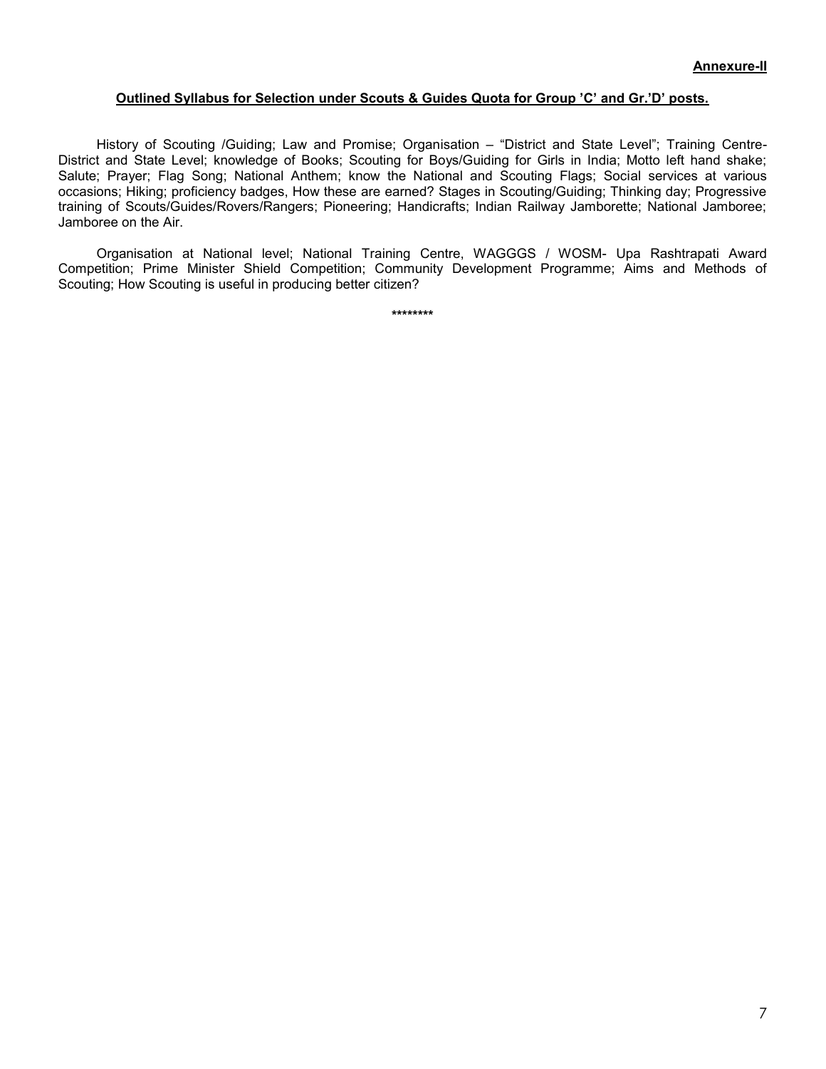**Annexure-II**

**Outlined Syllabus for Selection under Scouts & Guides Quota for Group 'C' and Gr.'D' posts.**

History of Scouting /Guiding; Law and Promise; Organisation – "District and State Level"; Training Centre-District and State Level; knowledge of Books; Scouting for Boys/Guiding for Girls in India; Motto left hand shake; Salute; Prayer; Flag Song; National Anthem; know the National and Scouting Flags; Social services at various occasions; Hiking; proficiency badges, How these are earned? Stages in Scouting/Guiding; Thinking day; Progressive training of Scouts/Guides/Rovers/Rangers; Pioneering; Handicrafts; Indian Railway Jamborette; National Jamboree; Jamboree on the Air.

Organisation at National level; National Training Centre, WAGGGS / WOSM- Upa Rashtrapati Award Competition; Prime Minister Shield Competition; Community Development Programme; Aims and Methods of Scouting; How Scouting is useful in producing better citizen?

********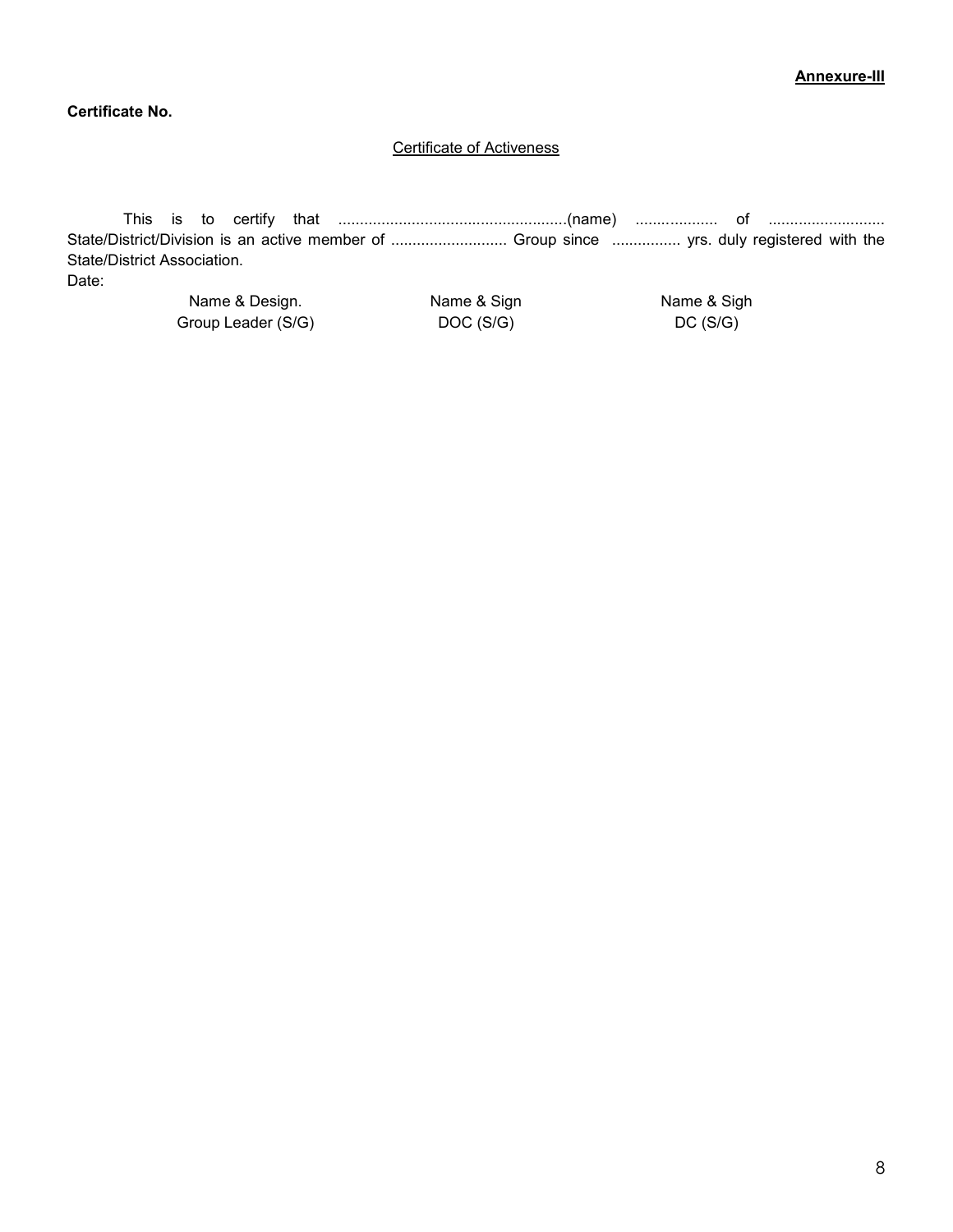**Annexure-III**

**Certificate No.**

Certificate of Activeness

This is to certify that .....................................................(name) ................... of ........................... State/District/Division is an active member of ........................... Group since ................ yrs. duly registered with the State/District Association.

Date:

| Name & Design. | Name & Sign | Name & Sigh |
|---|---|---|
| Group Leader (S/G) | DOC (S/G) | DC (S/G) |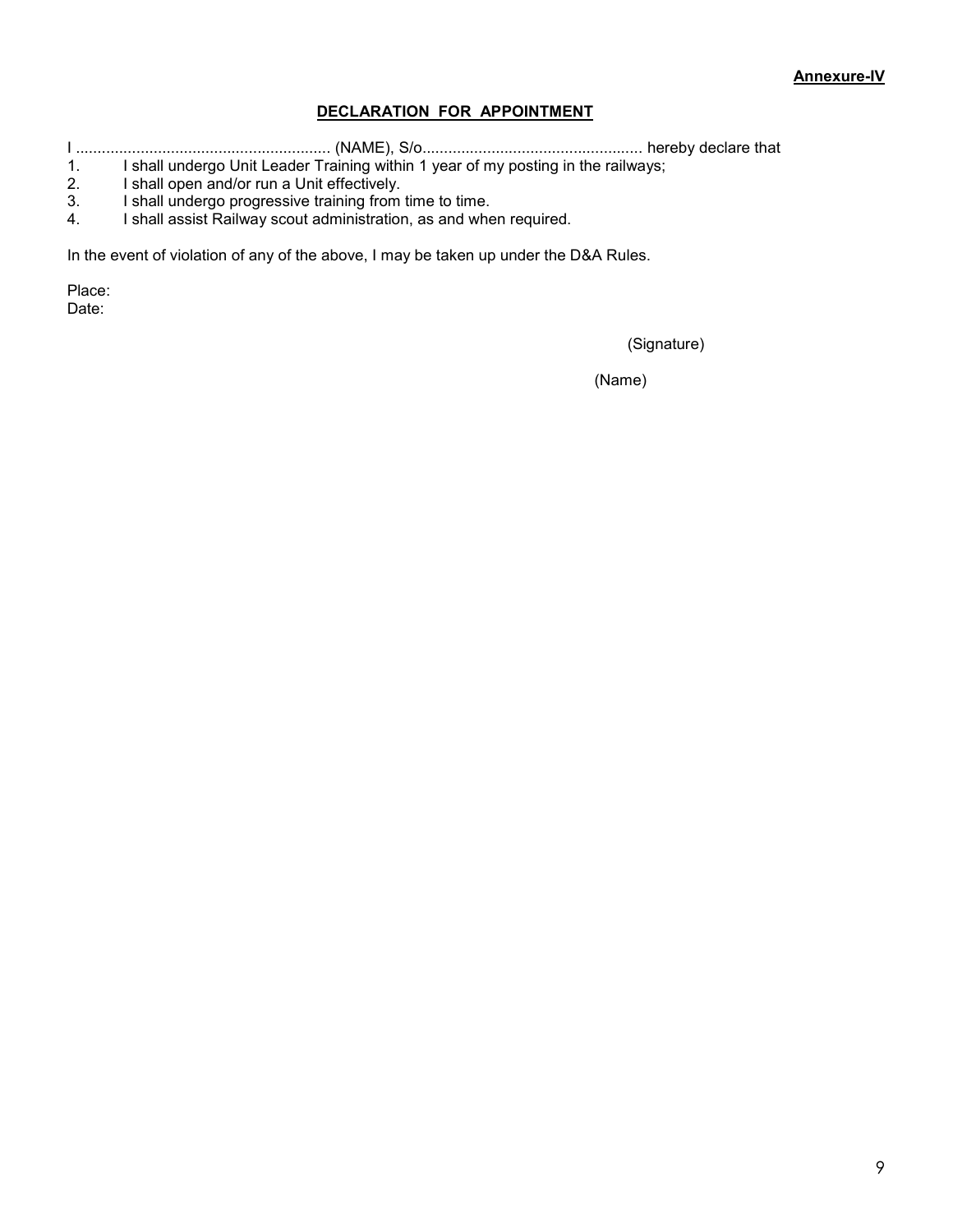**Annexure-IV**

**DECLARATION FOR APPOINTMENT**

I .......................................................... (NAME), S/o.................................................. hereby declare that

1. I shall undergo Unit Leader Training within 1 year of my posting in the railways;
2. I shall open and/or run a Unit effectively.
3. I shall undergo progressive training from time to time.
4. I shall assist Railway scout administration, as and when required.

In the event of violation of any of the above, I may be taken up under the D&A Rules.

Place:
Date:

(Signature)

(Name)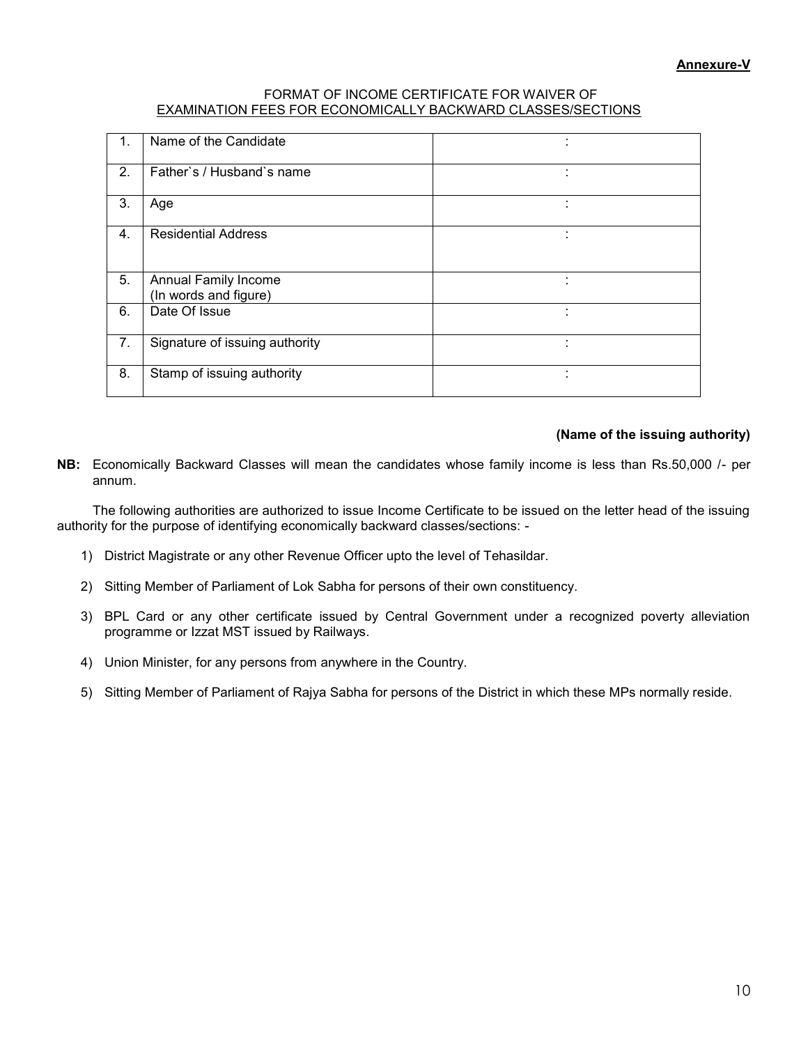**Annexure-V**

FORMAT OF INCOME CERTIFICATE FOR WAIVER OF
EXAMINATION FEES FOR ECONOMICALLY BACKWARD CLASSES/SECTIONS

| | | |
|---|---|---|
| 1. | Name of the Candidate | : |
| 2. | Father`s / Husband`s name | : |
| 3. | Age | : |
| 4. | Residential Address | : |
| 5. | Annual Family Income (In words and figure) | : |
| 6. | Date Of Issue | : |
| 7. | Signature of issuing authority | : |
| 8. | Stamp of issuing authority | : |

**(Name of the issuing authority)**

**NB:** Economically Backward Classes will mean the candidates whose family income is less than Rs.50,000 /- per annum.

The following authorities are authorized to issue Income Certificate to be issued on the letter head of the issuing authority for the purpose of identifying economically backward classes/sections: -

1) District Magistrate or any other Revenue Officer upto the level of Tehasildar.
2) Sitting Member of Parliament of Lok Sabha for persons of their own constituency.
3) BPL Card or any other certificate issued by Central Government under a recognized poverty alleviation programme or Izzat MST issued by Railways.
4) Union Minister, for any persons from anywhere in the Country.
5) Sitting Member of Parliament of Rajya Sabha for persons of the District in which these MPs normally reside.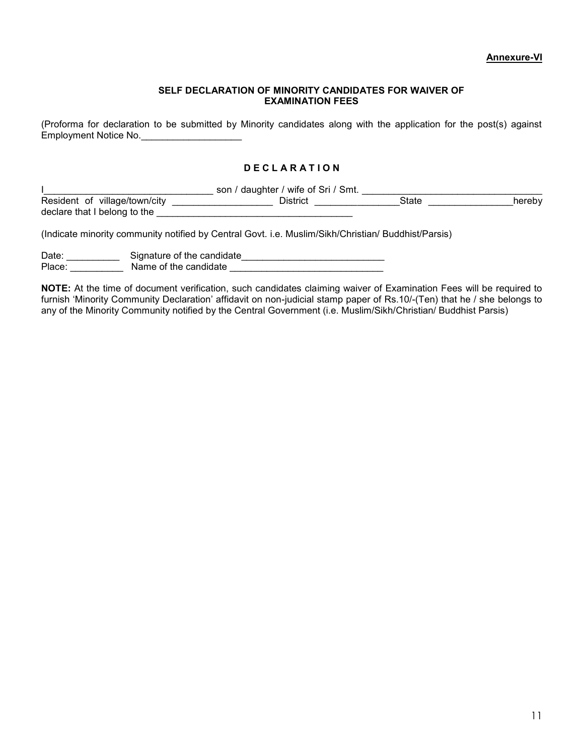**Annexure-VI**

**SELF DECLARATION OF MINORITY CANDIDATES FOR WAIVER OF EXAMINATION FEES**

(Proforma for declaration to be submitted by Minority candidates along with the application for the post(s) against Employment Notice No.___________________

## D E C L A R A T I O N

I_________________________________ son / daughter / wife of Sri / Smt. __________________________________ Resident of village/town/city ___________________ District ________________State ________________hereby declare that I belong to the _____________________________________

(Indicate minority community notified by Central Govt. i.e. Muslim/Sikh/Christian/ Buddhist/Parsis)

Date: __________ Signature of the candidate___________________________
Place: __________ Name of the candidate _____________________________

**NOTE:** At the time of document verification, such candidates claiming waiver of Examination Fees will be required to furnish 'Minority Community Declaration' affidavit on non-judicial stamp paper of Rs.10/-(Ten) that he / she belongs to any of the Minority Community notified by the Central Government (i.e. Muslim/Sikh/Christian/ Buddhist Parsis)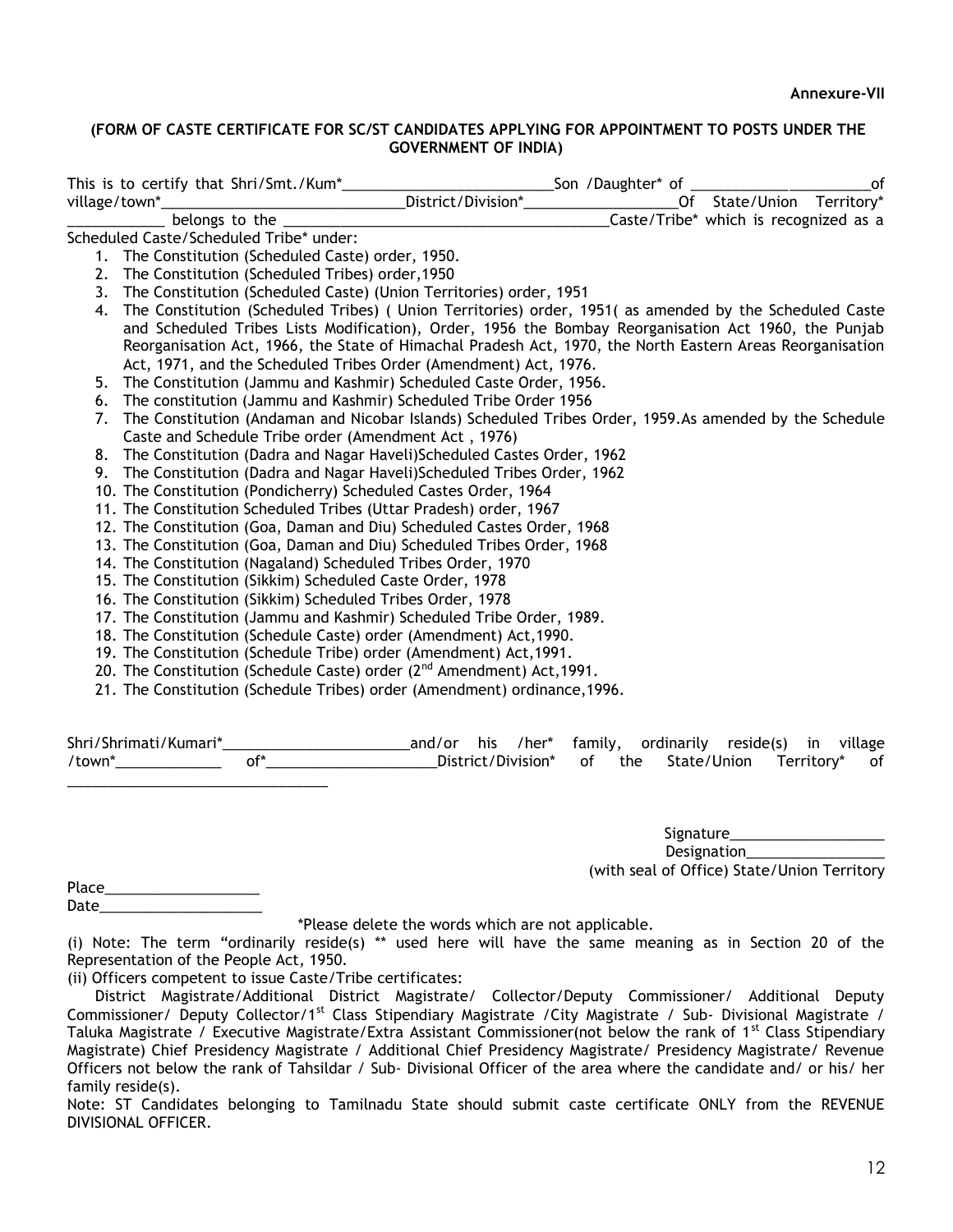**Annexure-VII**

**(FORM OF CASTE CERTIFICATE FOR SC/ST CANDIDATES APPLYING FOR APPOINTMENT TO POSTS UNDER THE GOVERNMENT OF INDIA)**

This is to certify that Shri/Smt./Kum*__________________________Son /Daughter* of ______________________of village/town*_______________________________District/Division*___________________Of State/Union Territory* ____________ belongs to the ________________________________________Caste/Tribe* which is recognized as a Scheduled Caste/Scheduled Tribe* under:

1. The Constitution (Scheduled Caste) order, 1950.
2. The Constitution (Scheduled Tribes) order,1950
3. The Constitution (Scheduled Caste) (Union Territories) order, 1951
4. The Constitution (Scheduled Tribes) ( Union Territories) order, 1951( as amended by the Scheduled Caste and Scheduled Tribes Lists Modification), Order, 1956 the Bombay Reorganisation Act 1960, the Punjab Reorganisation Act, 1966, the State of Himachal Pradesh Act, 1970, the North Eastern Areas Reorganisation Act, 1971, and the Scheduled Tribes Order (Amendment) Act, 1976.
5. The Constitution (Jammu and Kashmir) Scheduled Caste Order, 1956.
6. The constitution (Jammu and Kashmir) Scheduled Tribe Order 1956
7. The Constitution (Andaman and Nicobar Islands) Scheduled Tribes Order, 1959.As amended by the Schedule Caste and Schedule Tribe order (Amendment Act , 1976)
8. The Constitution (Dadra and Nagar Haveli)Scheduled Castes Order, 1962
9. The Constitution (Dadra and Nagar Haveli)Scheduled Tribes Order, 1962
10. The Constitution (Pondicherry) Scheduled Castes Order, 1964
11. The Constitution Scheduled Tribes (Uttar Pradesh) order, 1967
12. The Constitution (Goa, Daman and Diu) Scheduled Castes Order, 1968
13. The Constitution (Goa, Daman and Diu) Scheduled Tribes Order, 1968
14. The Constitution (Nagaland) Scheduled Tribes Order, 1970
15. The Constitution (Sikkim) Scheduled Caste Order, 1978
16. The Constitution (Sikkim) Scheduled Tribes Order, 1978
17. The Constitution (Jammu and Kashmir) Scheduled Tribe Order, 1989.
18. The Constitution (Schedule Caste) order (Amendment) Act,1990.
19. The Constitution (Schedule Tribe) order (Amendment) Act,1991.
20. The Constitution (Schedule Caste) order (2nd Amendment) Act,1991.
21. The Constitution (Schedule Tribes) order (Amendment) ordinance,1996.

Shri/Shrimati/Kumari*_______________________and/or his /her* family, ordinarily reside(s) in village /town*_____________ of*_____________________District/Division* of the State/Union Territory* of _________________________________

Signature___________________

Designation_________________

(with seal of Office) State/Union Territory

Place___________________

Date____________________

*Please delete the words which are not applicable.

(i) Note: The term "ordinarily reside(s) ** used here will have the same meaning as in Section 20 of the Representation of the People Act, 1950.

(ii) Officers competent to issue Caste/Tribe certificates:

District Magistrate/Additional District Magistrate/ Collector/Deputy Commissioner/ Additional Deputy Commissioner/ Deputy Collector/1st Class Stipendiary Magistrate /City Magistrate / Sub- Divisional Magistrate / Taluka Magistrate / Executive Magistrate/Extra Assistant Commissioner(not below the rank of 1st Class Stipendiary Magistrate) Chief Presidency Magistrate / Additional Chief Presidency Magistrate/ Presidency Magistrate/ Revenue Officers not below the rank of Tahsildar / Sub- Divisional Officer of the area where the candidate and/ or his/ her family reside(s).

Note: ST Candidates belonging to Tamilnadu State should submit caste certificate ONLY from the REVENUE DIVISIONAL OFFICER.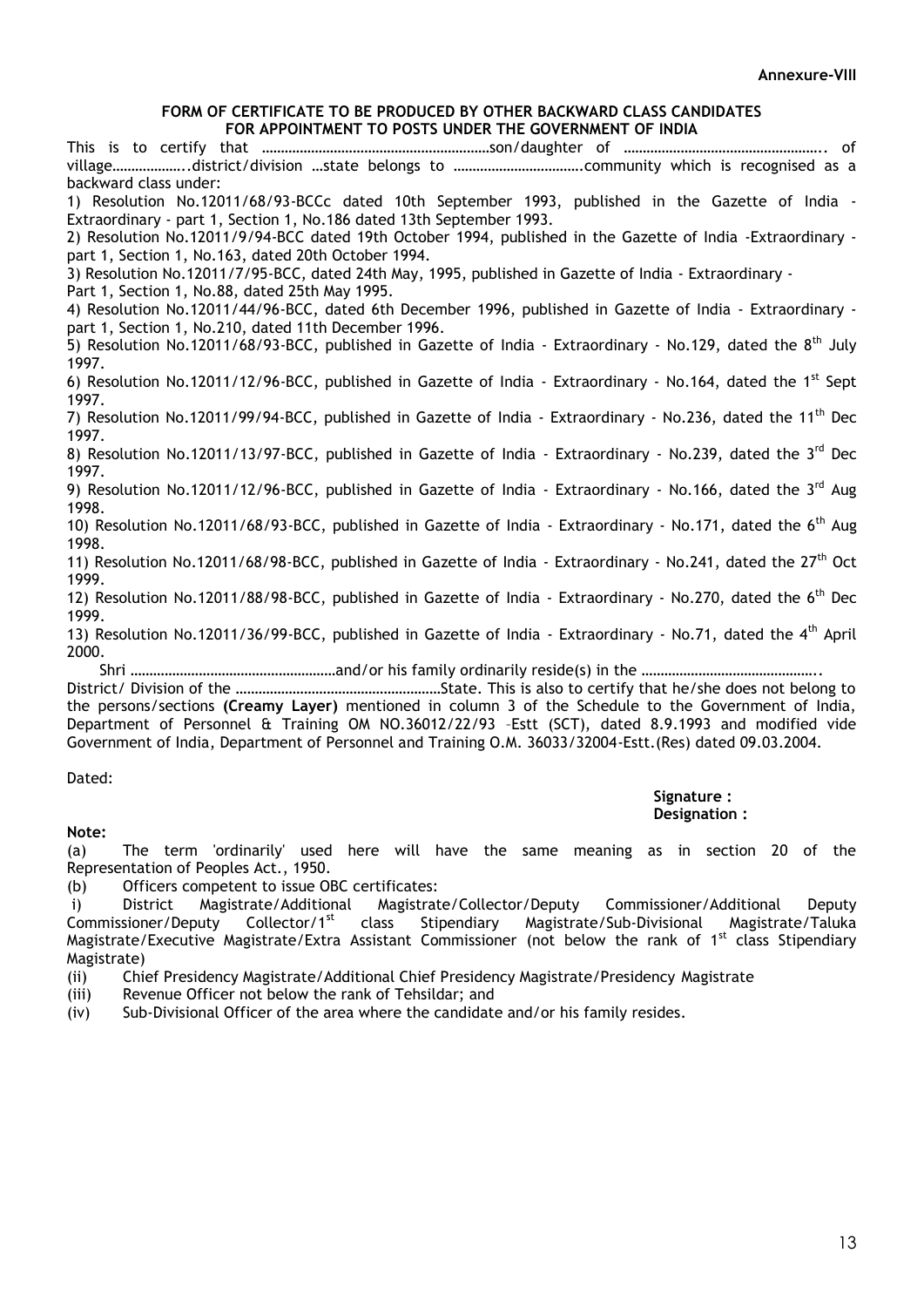**Annexure-VIII**

**FORM OF CERTIFICATE TO BE PRODUCED BY OTHER BACKWARD CLASS CANDIDATES FOR APPOINTMENT TO POSTS UNDER THE GOVERNMENT OF INDIA**

This is to certify that ……………………………………………………son/daughter of ……………………………………………. of village………………..district/division …state belongs to …………………………….community which is recognised as a backward class under:

1) Resolution No.12011/68/93-BCCc dated 10th September 1993, published in the Gazette of India - Extraordinary - part 1, Section 1, No.186 dated 13th September 1993.

2) Resolution No.12011/9/94-BCC dated 19th October 1994, published in the Gazette of India -Extraordinary - part 1, Section 1, No.163, dated 20th October 1994.

3) Resolution No.12011/7/95-BCC, dated 24th May, 1995, published in Gazette of India - Extraordinary - Part 1, Section 1, No.88, dated 25th May 1995.

4) Resolution No.12011/44/96-BCC, dated 6th December 1996, published in Gazette of India - Extraordinary - part 1, Section 1, No.210, dated 11th December 1996.

5) Resolution No.12011/68/93-BCC, published in Gazette of India - Extraordinary - No.129, dated the 8th July 1997.

6) Resolution No.12011/12/96-BCC, published in Gazette of India - Extraordinary - No.164, dated the 1st Sept 1997.

7) Resolution No.12011/99/94-BCC, published in Gazette of India - Extraordinary - No.236, dated the 11th Dec 1997.

8) Resolution No.12011/13/97-BCC, published in Gazette of India - Extraordinary - No.239, dated the 3rd Dec 1997.

9) Resolution No.12011/12/96-BCC, published in Gazette of India - Extraordinary - No.166, dated the 3rd Aug 1998.

10) Resolution No.12011/68/93-BCC, published in Gazette of India - Extraordinary - No.171, dated the 6th Aug 1998.

11) Resolution No.12011/68/98-BCC, published in Gazette of India - Extraordinary - No.241, dated the 27th Oct 1999.

12) Resolution No.12011/88/98-BCC, published in Gazette of India - Extraordinary - No.270, dated the 6th Dec 1999.

13) Resolution No.12011/36/99-BCC, published in Gazette of India - Extraordinary - No.71, dated the 4th April 2000.

Shri ………………………………………………and/or his family ordinarily reside(s) in the ……………………………………….. District/ Division of the ………………………………………………State. This is also to certify that he/she does not belong to the persons/sections **(Creamy Layer)** mentioned in column 3 of the Schedule to the Government of India, Department of Personnel & Training OM NO.36012/22/93 –Estt (SCT), dated 8.9.1993 and modified vide Government of India, Department of Personnel and Training O.M. 36033/32004-Estt.(Res) dated 09.03.2004.

Dated:

**Signature :**
**Designation :**

**Note:**

(a) The term 'ordinarily' used here will have the same meaning as in section 20 of the Representation of Peoples Act., 1950.

(b) Officers competent to issue OBC certificates:

i) District Magistrate/Additional Magistrate/Collector/Deputy Commissioner/Additional Deputy Commissioner/Deputy Collector/1st class Stipendiary Magistrate/Sub-Divisional Magistrate/Taluka Magistrate/Executive Magistrate/Extra Assistant Commissioner (not below the rank of 1st class Stipendiary Magistrate)

(ii) Chief Presidency Magistrate/Additional Chief Presidency Magistrate/Presidency Magistrate

(iii) Revenue Officer not below the rank of Tehsildar; and

(iv) Sub-Divisional Officer of the area where the candidate and/or his family resides.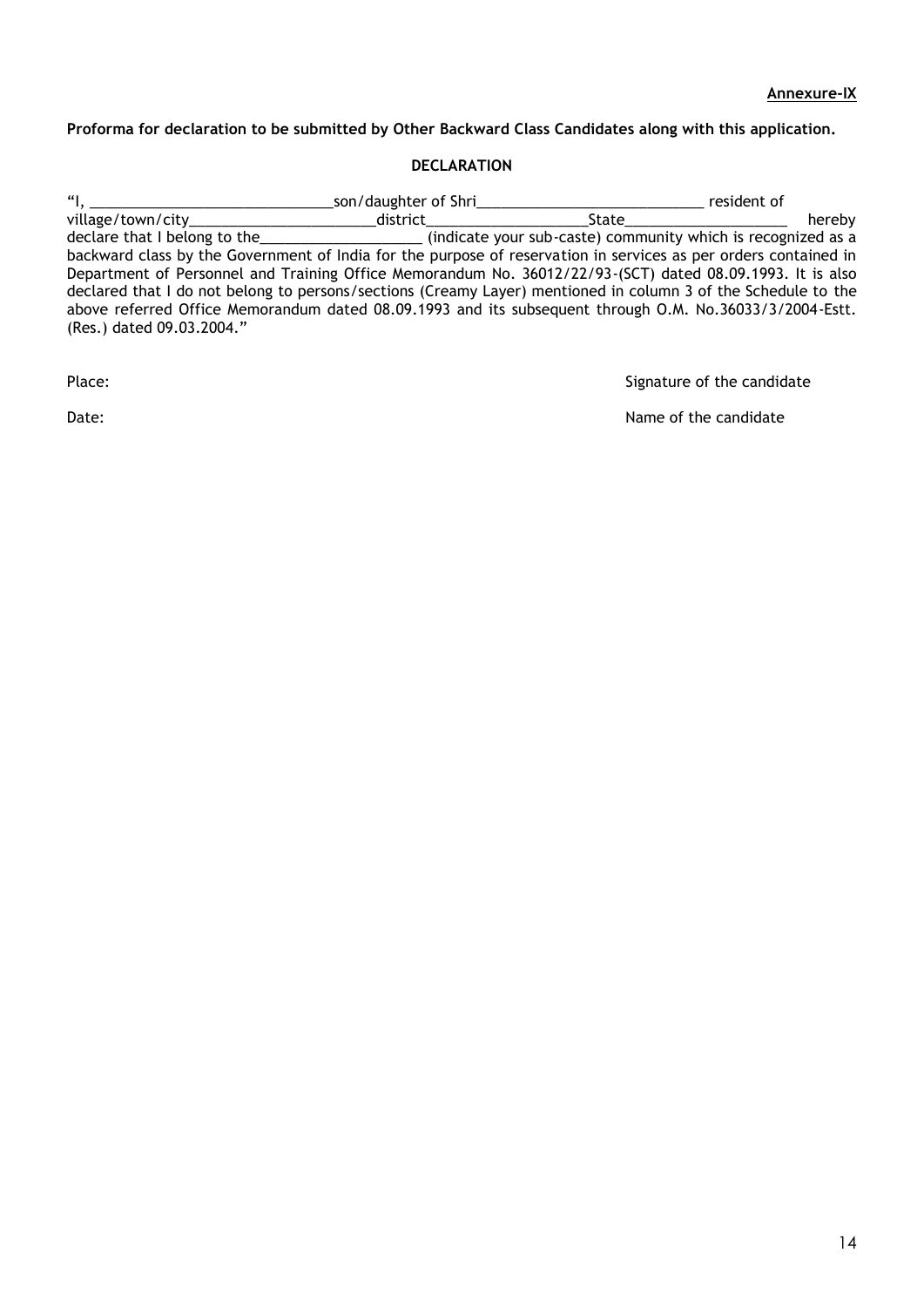**Annexure-IX**

**Proforma for declaration to be submitted by Other Backward Class Candidates along with this application.**

**DECLARATION**

"I, ______________________________son/daughter of Shri____________________________ resident of village/town/city_______________________district____________________State____________________ hereby declare that I belong to the___________________ (indicate your sub-caste) community which is recognized as a backward class by the Government of India for the purpose of reservation in services as per orders contained in Department of Personnel and Training Office Memorandum No. 36012/22/93-(SCT) dated 08.09.1993. It is also declared that I do not belong to persons/sections (Creamy Layer) mentioned in column 3 of the Schedule to the above referred Office Memorandum dated 08.09.1993 and its subsequent through O.M. No.36033/3/2004-Estt. (Res.) dated 09.03.2004."

Place: Signature of the candidate

Date: Name of the candidate